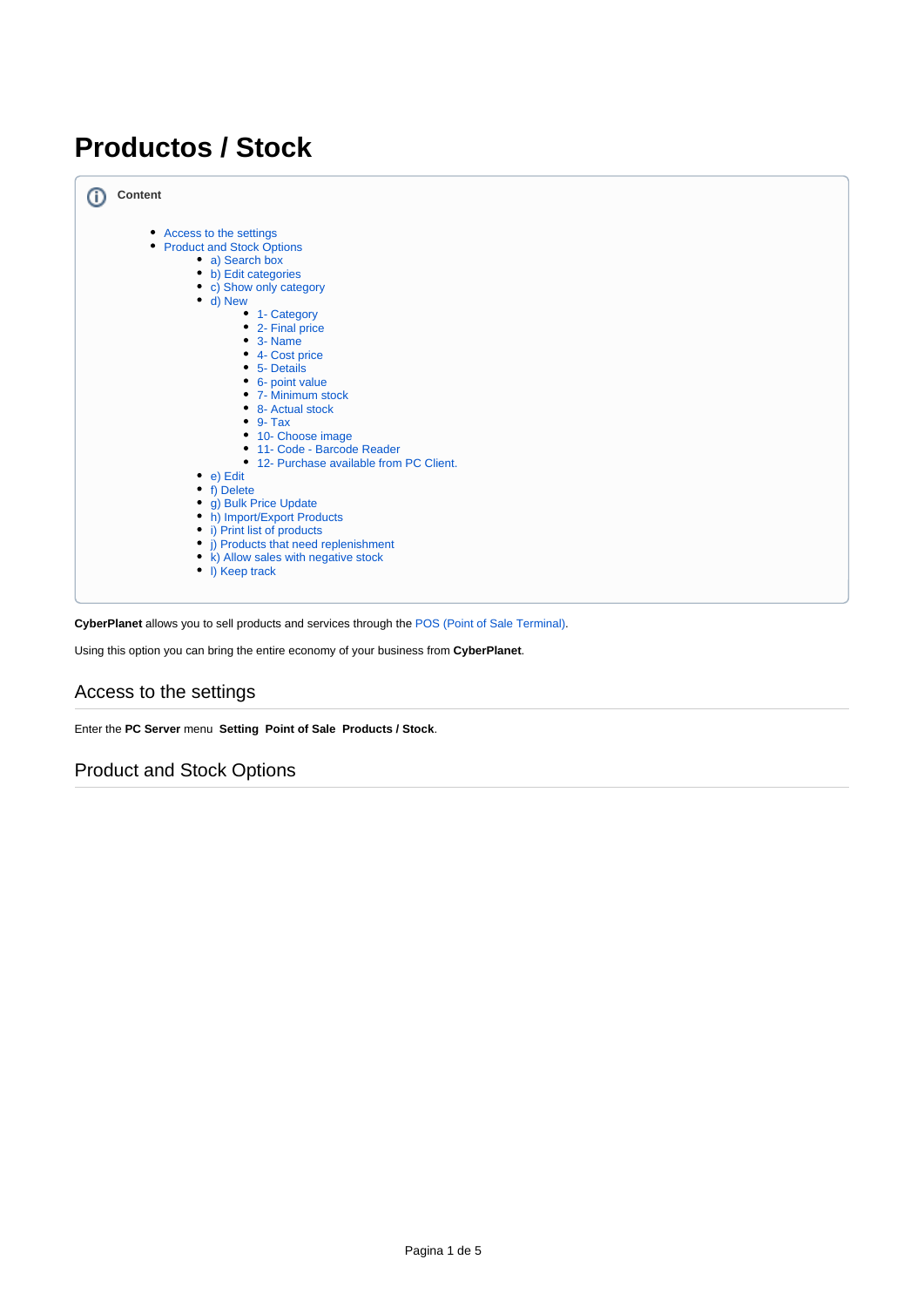# Productos / Stock

**Content**

- Access to the settings
- Product and Stock Options
  - a) Search box
  - b) Edit categories
  - c) Show only category
  - d) New
    - 1- Category
    - 2- Final price
    - 3- Name
    - 4- Cost price
    - 5- Details
    - 6- point value
    - 7- Minimum stock
    - 8- Actual stock
    - 9- Tax
    - 10- Choose image
    - 11- Code - Barcode Reader
    - 12- Purchase available from PC Client.
  - e) Edit
  - f) Delete
  - g) Bulk Price Update
  - h) Import/Export Products
  - i) Print list of products
  - j) Products that need replenishment
  - k) Allow sales with negative stock
  - l) Keep track

**CyberPlanet** allows you to sell products and services through the POS (Point of Sale Terminal).

Using this option you can bring the entire economy of your business from **CyberPlanet**.

## Access to the settings

Enter the **PC Server** menu **Setting** **Point of Sale** **Products / Stock**.

## Product and Stock Options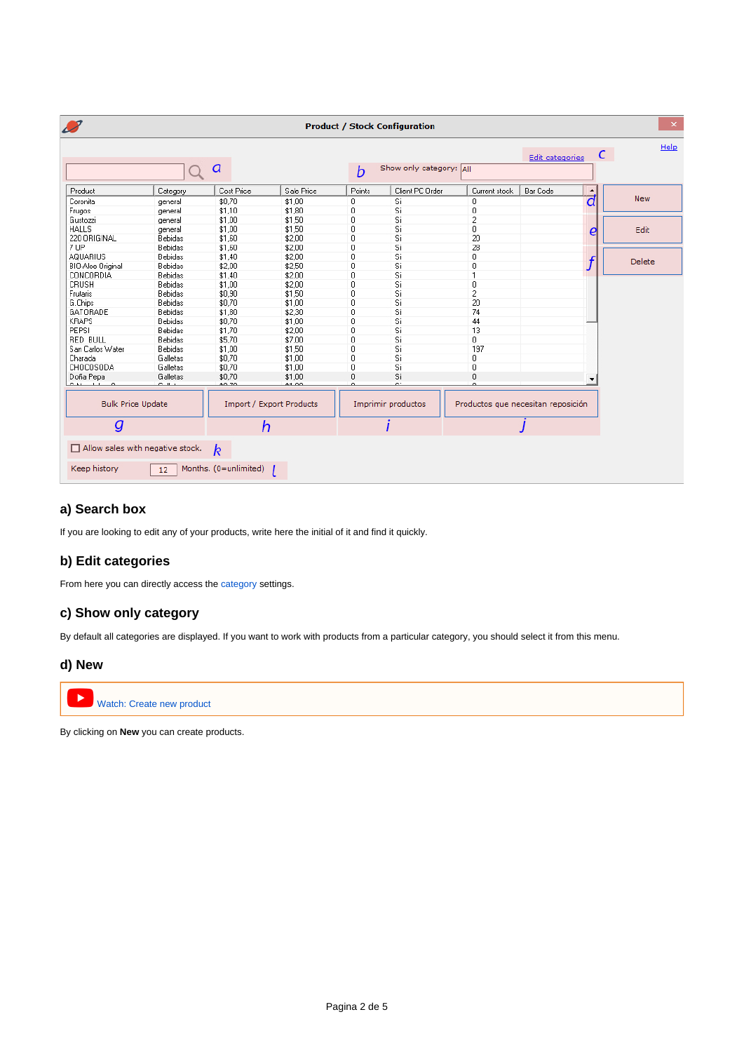## a) Search box

If you are looking to edit any of your products, write here the initial of it and find it quickly.

## b) Edit categories

From here you can directly access the category settings.

## c) Show only category

By default all categories are displayed. If you want to work with products from a particular category, you should select it from this menu.

## d) New

Watch: Create new product

By clicking on **New** you can create products.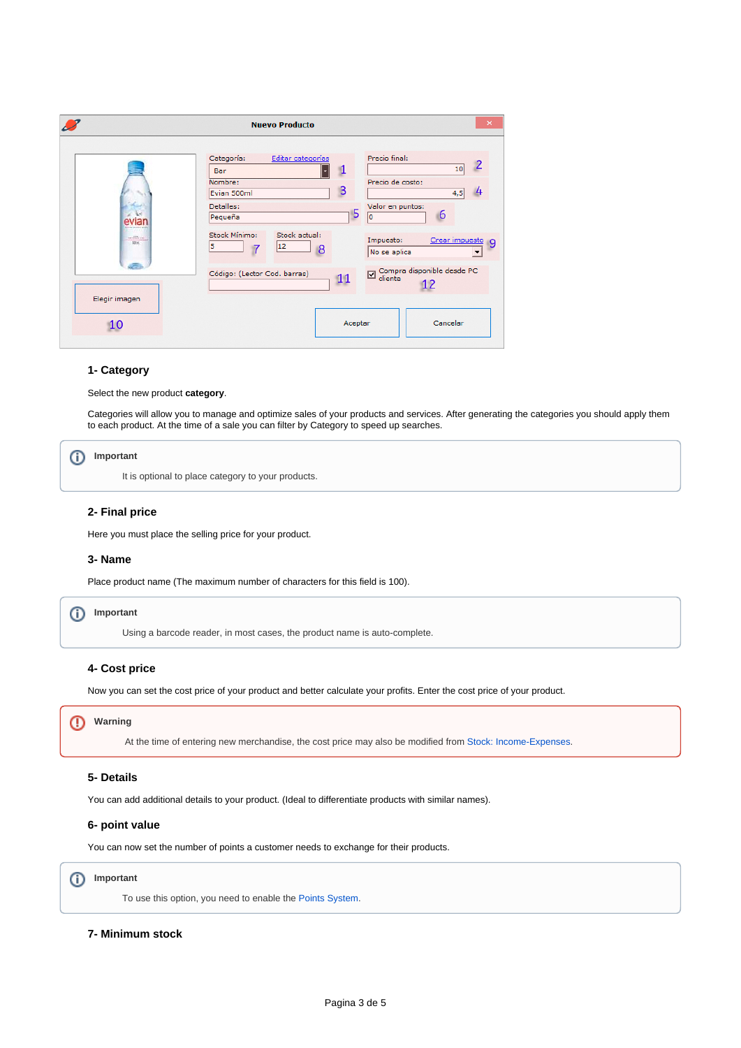### 1- Category

Select the new product **category**.

Categories will allow you to manage and optimize sales of your products and services. After generating the categories you should apply them to each product. At the time of a sale you can filter by Category to speed up searches.

> **Important**
>
> It is optional to place category to your products.

### 2- Final price

Here you must place the selling price for your product.

### 3- Name

Place product name (The maximum number of characters for this field is 100).

> **Important**
>
> Using a barcode reader, in most cases, the product name is auto-complete.

### 4- Cost price

Now you can set the cost price of your product and better calculate your profits. Enter the cost price of your product.

> **Warning**
>
> At the time of entering new merchandise, the cost price may also be modified from Stock: Income-Expenses.

### 5- Details

You can add additional details to your product. (Ideal to differentiate products with similar names).

### 6- point value

You can now set the number of points a customer needs to exchange for their products.

> **Important**
>
> To use this option, you need to enable the Points System.

### 7- Minimum stock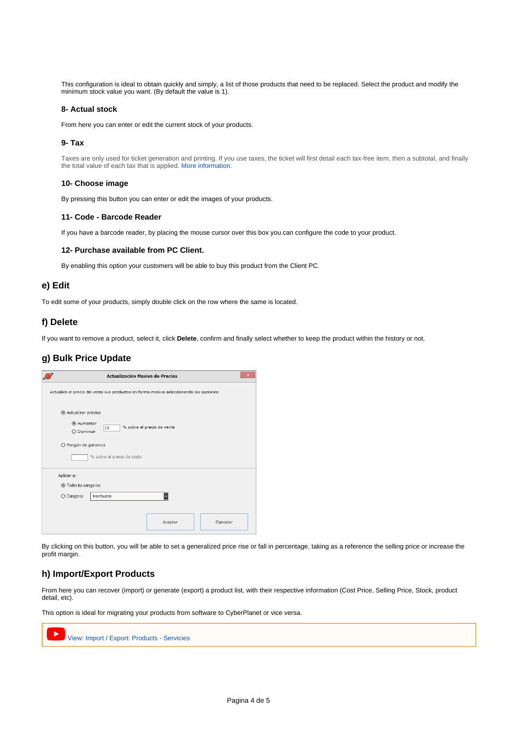This configuration is ideal to obtain quickly and simply, a list of those products that need to be replaced. Select the product and modify the minimum stock value you want. (By default the value is 1).

#### 8- Actual stock

From here you can enter or edit the current stock of your products.

#### 9- Tax

Taxes are only used for ticket generation and printing. If you use taxes, the ticket will first detail each tax-free item, then a subtotal, and finally the total value of each tax that is applied. More information.

#### 10- Choose image

By pressing this button you can enter or edit the images of your products.

#### 11- Code - Barcode Reader

If you have a barcode reader, by placing the mouse cursor over this box you can configure the code to your product.

#### 12- Purchase available from PC Client.

By enabling this option your customers will be able to buy this product from the Client PC.

### e) Edit

To edit some of your products, simply double click on the row where the same is located.

### f) Delete

If you want to remove a product, select it, click **Delete**, confirm and finally select whether to keep the product within the history or not.

### g) Bulk Price Update

By clicking on this button, you will be able to set a generalized price rise or fall in percentage, taking as a reference the selling price or increase the profit margin.

### h) Import/Export Products

From here you can recover (import) or generate (export) a product list, with their respective information (Cost Price, Selling Price, Stock, product detail, etc).

This option is ideal for migrating your products from software to CyberPlanet or vice versa.

View: Import / Export: Products - Servicies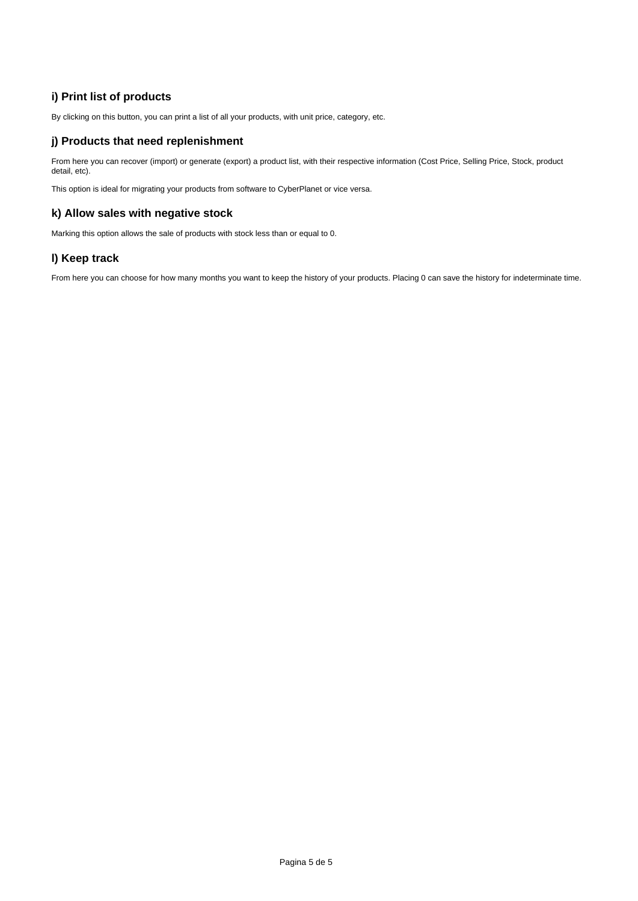### i) Print list of products

By clicking on this button, you can print a list of all your products, with unit price, category, etc.

### j) Products that need replenishment

From here you can recover (import) or generate (export) a product list, with their respective information (Cost Price, Selling Price, Stock, product detail, etc).

This option is ideal for migrating your products from software to CyberPlanet or vice versa.

### k) Allow sales with negative stock

Marking this option allows the sale of products with stock less than or equal to 0.

### l) Keep track

From here you can choose for how many months you want to keep the history of your products. Placing 0 can save the history for indeterminate time.